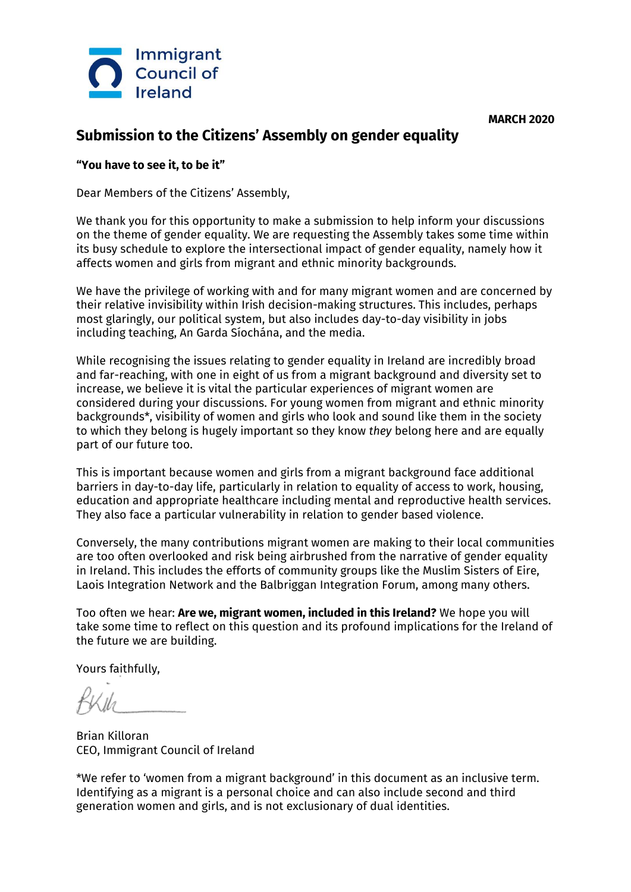Immigrant Council of Ireland

**MARCH 2020**

# Submission to the Citizens' Assembly on gender equality

**"You have to see it, to be it"**

Dear Members of the Citizens' Assembly,

We thank you for this opportunity to make a submission to help inform your discussions on the theme of gender equality. We are requesting the Assembly takes some time within its busy schedule to explore the intersectional impact of gender equality, namely how it affects women and girls from migrant and ethnic minority backgrounds.

We have the privilege of working with and for many migrant women and are concerned by their relative invisibility within Irish decision-making structures. This includes, perhaps most glaringly, our political system, but also includes day-to-day visibility in jobs including teaching, An Garda Síochána, and the media.

While recognising the issues relating to gender equality in Ireland are incredibly broad and far-reaching, with one in eight of us from a migrant background and diversity set to increase, we believe it is vital the particular experiences of migrant women are considered during your discussions. For young women from migrant and ethnic minority backgrounds*, visibility of women and girls who look and sound like them in the society to which they belong is hugely important so they know *they* belong here and are equally part of our future too.

This is important because women and girls from a migrant background face additional barriers in day-to-day life, particularly in relation to equality of access to work, housing, education and appropriate healthcare including mental and reproductive health services. They also face a particular vulnerability in relation to gender based violence.

Conversely, the many contributions migrant women are making to their local communities are too often overlooked and risk being airbrushed from the narrative of gender equality in Ireland. This includes the efforts of community groups like the Muslim Sisters of Eire, Laois Integration Network and the Balbriggan Integration Forum, among many others.

Too often we hear: **Are we, migrant women, included in this Ireland?** We hope you will take some time to reflect on this question and its profound implications for the Ireland of the future we are building.

Yours faithfully,

Brian Killoran
CEO, Immigrant Council of Ireland

*We refer to 'women from a migrant background' in this document as an inclusive term. Identifying as a migrant is a personal choice and can also include second and third generation women and girls, and is not exclusionary of dual identities.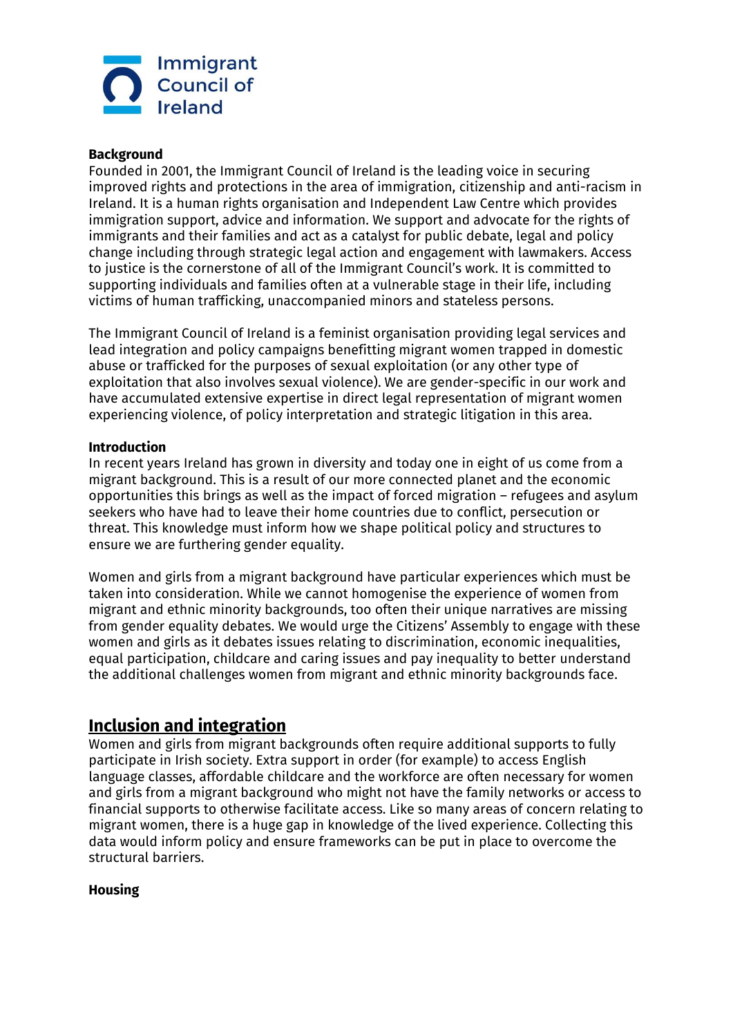Immigrant Council of Ireland

**Background**

Founded in 2001, the Immigrant Council of Ireland is the leading voice in securing improved rights and protections in the area of immigration, citizenship and anti-racism in Ireland. It is a human rights organisation and Independent Law Centre which provides immigration support, advice and information. We support and advocate for the rights of immigrants and their families and act as a catalyst for public debate, legal and policy change including through strategic legal action and engagement with lawmakers. Access to justice is the cornerstone of all of the Immigrant Council's work. It is committed to supporting individuals and families often at a vulnerable stage in their life, including victims of human trafficking, unaccompanied minors and stateless persons.

The Immigrant Council of Ireland is a feminist organisation providing legal services and lead integration and policy campaigns benefitting migrant women trapped in domestic abuse or trafficked for the purposes of sexual exploitation (or any other type of exploitation that also involves sexual violence). We are gender-specific in our work and have accumulated extensive expertise in direct legal representation of migrant women experiencing violence, of policy interpretation and strategic litigation in this area.

**Introduction**

In recent years Ireland has grown in diversity and today one in eight of us come from a migrant background. This is a result of our more connected planet and the economic opportunities this brings as well as the impact of forced migration – refugees and asylum seekers who have had to leave their home countries due to conflict, persecution or threat. This knowledge must inform how we shape political policy and structures to ensure we are furthering gender equality.

Women and girls from a migrant background have particular experiences which must be taken into consideration. While we cannot homogenise the experience of women from migrant and ethnic minority backgrounds, too often their unique narratives are missing from gender equality debates. We would urge the Citizens' Assembly to engage with these women and girls as it debates issues relating to discrimination, economic inequalities, equal participation, childcare and caring issues and pay inequality to better understand the additional challenges women from migrant and ethnic minority backgrounds face.

## Inclusion and integration

Women and girls from migrant backgrounds often require additional supports to fully participate in Irish society. Extra support in order (for example) to access English language classes, affordable childcare and the workforce are often necessary for women and girls from a migrant background who might not have the family networks or access to financial supports to otherwise facilitate access. Like so many areas of concern relating to migrant women, there is a huge gap in knowledge of the lived experience. Collecting this data would inform policy and ensure frameworks can be put in place to overcome the structural barriers.

**Housing**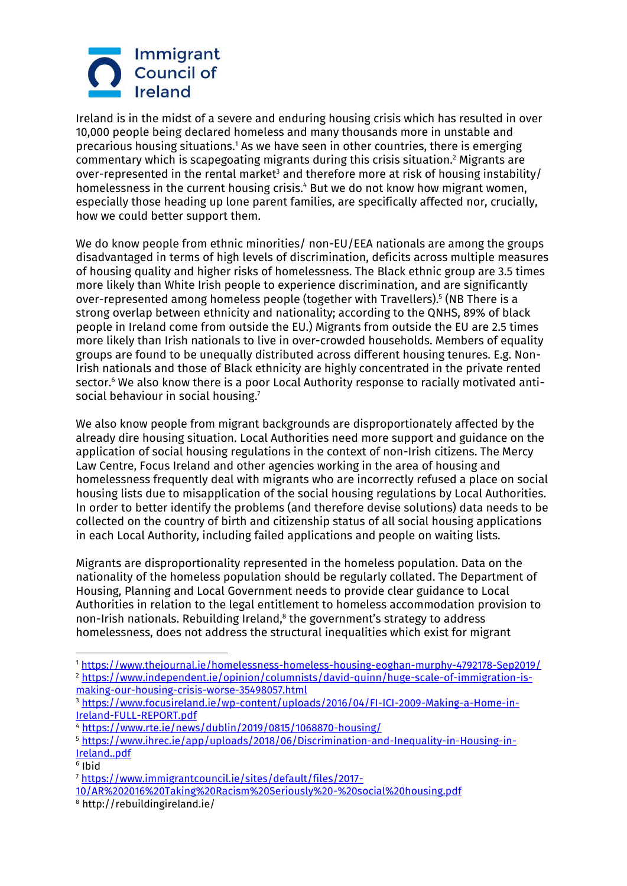Ireland is in the midst of a severe and enduring housing crisis which has resulted in over 10,000 people being declared homeless and many thousands more in unstable and precarious housing situations.[1] As we have seen in other countries, there is emerging commentary which is scapegoating migrants during this crisis situation.[2] Migrants are over-represented in the rental market[3] and therefore more at risk of housing instability/ homelessness in the current housing crisis.[4] But we do not know how migrant women, especially those heading up lone parent families, are specifically affected nor, crucially, how we could better support them.

We do know people from ethnic minorities/ non-EU/EEA nationals are among the groups disadvantaged in terms of high levels of discrimination, deficits across multiple measures of housing quality and higher risks of homelessness. The Black ethnic group are 3.5 times more likely than White Irish people to experience discrimination, and are significantly over-represented among homeless people (together with Travellers).[5] (NB There is a strong overlap between ethnicity and nationality; according to the QNHS, 89% of black people in Ireland come from outside the EU.) Migrants from outside the EU are 2.5 times more likely than Irish nationals to live in over-crowded households. Members of equality groups are found to be unequally distributed across different housing tenures. E.g. Non-Irish nationals and those of Black ethnicity are highly concentrated in the private rented sector.[6] We also know there is a poor Local Authority response to racially motivated anti-social behaviour in social housing.[7]

We also know people from migrant backgrounds are disproportionately affected by the already dire housing situation. Local Authorities need more support and guidance on the application of social housing regulations in the context of non-Irish citizens. The Mercy Law Centre, Focus Ireland and other agencies working in the area of housing and homelessness frequently deal with migrants who are incorrectly refused a place on social housing lists due to misapplication of the social housing regulations by Local Authorities. In order to better identify the problems (and therefore devise solutions) data needs to be collected on the country of birth and citizenship status of all social housing applications in each Local Authority, including failed applications and people on waiting lists.

Migrants are disproportionality represented in the homeless population. Data on the nationality of the homeless population should be regularly collated. The Department of Housing, Planning and Local Government needs to provide clear guidance to Local Authorities in relation to the legal entitlement to homeless accommodation provision to non-Irish nationals. Rebuilding Ireland,[8] the government's strategy to address homelessness, does not address the structural inequalities which exist for migrant

---

[1] https://www.thejournal.ie/homelessness-homeless-housing-eoghan-murphy-4792178-Sep2019/

[2] https://www.independent.ie/opinion/columnists/david-quinn/huge-scale-of-immigration-is-making-our-housing-crisis-worse-35498057.html

[3] https://www.focusireland.ie/wp-content/uploads/2016/04/FI-ICI-2009-Making-a-Home-in-Ireland-FULL-REPORT.pdf

[4] https://www.rte.ie/news/dublin/2019/0815/1068870-housing/

[5] https://www.ihrec.ie/app/uploads/2018/06/Discrimination-and-Inequality-in-Housing-in-Ireland..pdf

[6] Ibid

[7] https://www.immigrantcouncil.ie/sites/default/files/2017-10/AR%202016%20Taking%20Racism%20Seriously%20-%20social%20housing.pdf

[8] http://rebuildingireland.ie/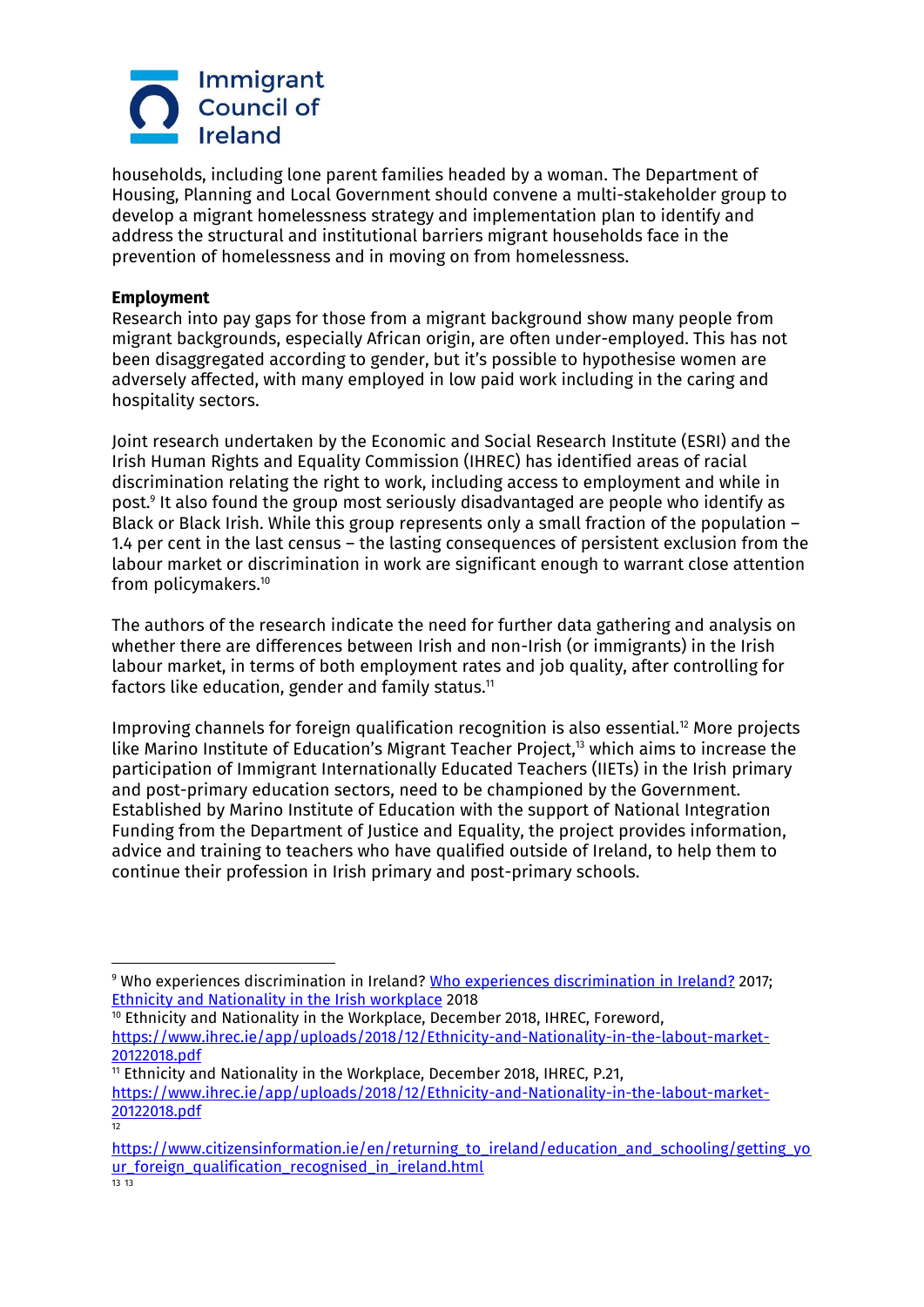households, including lone parent families headed by a woman. The Department of Housing, Planning and Local Government should convene a multi-stakeholder group to develop a migrant homelessness strategy and implementation plan to identify and address the structural and institutional barriers migrant households face in the prevention of homelessness and in moving on from homelessness.

**Employment**

Research into pay gaps for those from a migrant background show many people from migrant backgrounds, especially African origin, are often under-employed. This has not been disaggregated according to gender, but it's possible to hypothesise women are adversely affected, with many employed in low paid work including in the caring and hospitality sectors.

Joint research undertaken by the Economic and Social Research Institute (ESRI) and the Irish Human Rights and Equality Commission (IHREC) has identified areas of racial discrimination relating the right to work, including access to employment and while in post.[9] It also found the group most seriously disadvantaged are people who identify as Black or Black Irish. While this group represents only a small fraction of the population – 1.4 per cent in the last census – the lasting consequences of persistent exclusion from the labour market or discrimination in work are significant enough to warrant close attention from policymakers.[10]

The authors of the research indicate the need for further data gathering and analysis on whether there are differences between Irish and non-Irish (or immigrants) in the Irish labour market, in terms of both employment rates and job quality, after controlling for factors like education, gender and family status.[11]

Improving channels for foreign qualification recognition is also essential.[12] More projects like Marino Institute of Education's Migrant Teacher Project,[13] which aims to increase the participation of Immigrant Internationally Educated Teachers (IIETs) in the Irish primary and post-primary education sectors, need to be championed by the Government. Established by Marino Institute of Education with the support of National Integration Funding from the Department of Justice and Equality, the project provides information, advice and training to teachers who have qualified outside of Ireland, to help them to continue their profession in Irish primary and post-primary schools.

---

[9] Who experiences discrimination in Ireland? Who experiences discrimination in Ireland? 2017; Ethnicity and Nationality in the Irish workplace 2018

[10] Ethnicity and Nationality in the Workplace, December 2018, IHREC, Foreword, https://www.ihrec.ie/app/uploads/2018/12/Ethnicity-and-Nationality-in-the-labout-market-20122018.pdf

[11] Ethnicity and Nationality in the Workplace, December 2018, IHREC, P.21, https://www.ihrec.ie/app/uploads/2018/12/Ethnicity-and-Nationality-in-the-labout-market-20122018.pdf

[12] https://www.citizensinformation.ie/en/returning_to_ireland/education_and_schooling/getting_your_foreign_qualification_recognised_in_ireland.html

[13] 13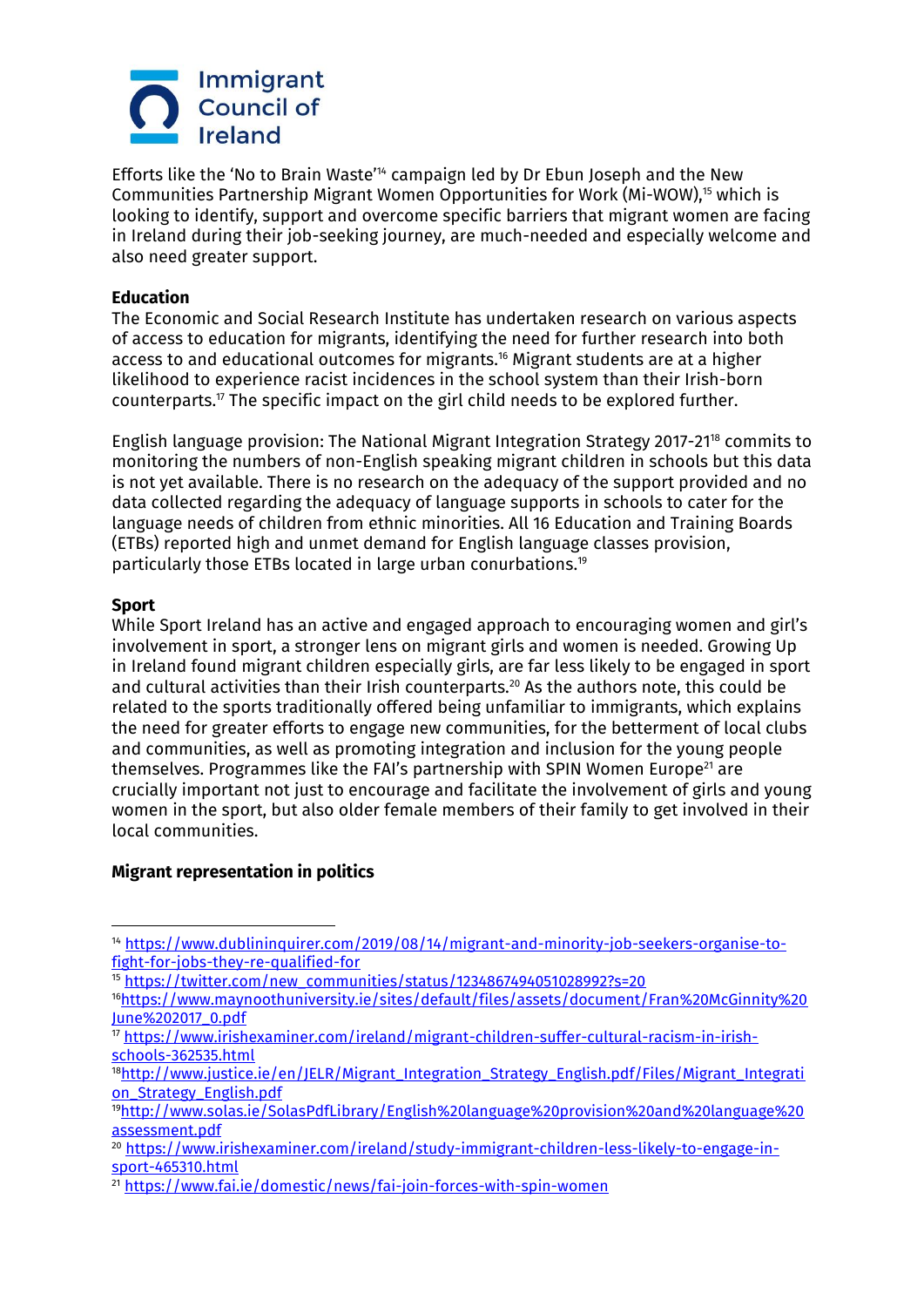Efforts like the 'No to Brain Waste'[14] campaign led by Dr Ebun Joseph and the New Communities Partnership Migrant Women Opportunities for Work (Mi-WOW),[15] which is looking to identify, support and overcome specific barriers that migrant women are facing in Ireland during their job-seeking journey, are much-needed and especially welcome and also need greater support.

**Education**

The Economic and Social Research Institute has undertaken research on various aspects of access to education for migrants, identifying the need for further research into both access to and educational outcomes for migrants.[16] Migrant students are at a higher likelihood to experience racist incidences in the school system than their Irish-born counterparts.[17] The specific impact on the girl child needs to be explored further.

English language provision: The National Migrant Integration Strategy 2017-21[18] commits to monitoring the numbers of non-English speaking migrant children in schools but this data is not yet available. There is no research on the adequacy of the support provided and no data collected regarding the adequacy of language supports in schools to cater for the language needs of children from ethnic minorities. All 16 Education and Training Boards (ETBs) reported high and unmet demand for English language classes provision, particularly those ETBs located in large urban conurbations.[19]

**Sport**

While Sport Ireland has an active and engaged approach to encouraging women and girl's involvement in sport, a stronger lens on migrant girls and women is needed. Growing Up in Ireland found migrant children especially girls, are far less likely to be engaged in sport and cultural activities than their Irish counterparts.[20] As the authors note, this could be related to the sports traditionally offered being unfamiliar to immigrants, which explains the need for greater efforts to engage new communities, for the betterment of local clubs and communities, as well as promoting integration and inclusion for the young people themselves. Programmes like the FAI's partnership with SPIN Women Europe[21] are crucially important not just to encourage and facilitate the involvement of girls and young women in the sport, but also older female members of their family to get involved in their local communities.

**Migrant representation in politics**

---

[14] https://www.dublininquirer.com/2019/08/14/migrant-and-minority-job-seekers-organise-to-fight-for-jobs-they-re-qualified-for

[15] https://twitter.com/new_communities/status/1234867494051028992?s=20

[16] https://www.maynoothuniversity.ie/sites/default/files/assets/document/Fran%20McGinnity%20June%202017_0.pdf

[17] https://www.irishexaminer.com/ireland/migrant-children-suffer-cultural-racism-in-irish-schools-362535.html

[18] http://www.justice.ie/en/JELR/Migrant_Integration_Strategy_English.pdf/Files/Migrant_Integration_Strategy_English.pdf

[19] http://www.solas.ie/SolasPdfLibrary/English%20language%20provision%20and%20language%20assessment.pdf

[20] https://www.irishexaminer.com/ireland/study-immigrant-children-less-likely-to-engage-in-sport-465310.html

[21] https://www.fai.ie/domestic/news/fai-join-forces-with-spin-women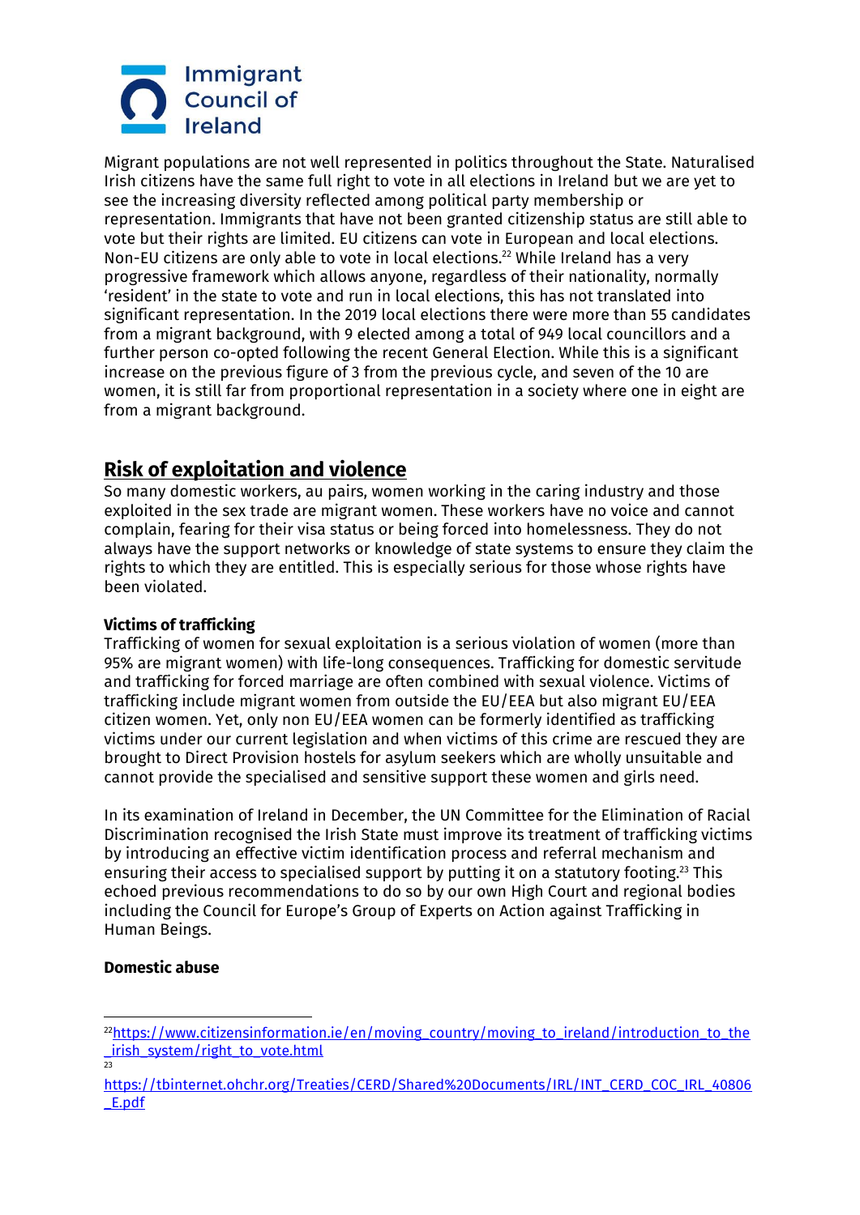Migrant populations are not well represented in politics throughout the State. Naturalised Irish citizens have the same full right to vote in all elections in Ireland but we are yet to see the increasing diversity reflected among political party membership or representation. Immigrants that have not been granted citizenship status are still able to vote but their rights are limited. EU citizens can vote in European and local elections. Non-EU citizens are only able to vote in local elections.[22] While Ireland has a very progressive framework which allows anyone, regardless of their nationality, normally 'resident' in the state to vote and run in local elections, this has not translated into significant representation. In the 2019 local elections there were more than 55 candidates from a migrant background, with 9 elected among a total of 949 local councillors and a further person co-opted following the recent General Election. While this is a significant increase on the previous figure of 3 from the previous cycle, and seven of the 10 are women, it is still far from proportional representation in a society where one in eight are from a migrant background.

## Risk of exploitation and violence

So many domestic workers, au pairs, women working in the caring industry and those exploited in the sex trade are migrant women. These workers have no voice and cannot complain, fearing for their visa status or being forced into homelessness. They do not always have the support networks or knowledge of state systems to ensure they claim the rights to which they are entitled. This is especially serious for those whose rights have been violated.

### Victims of trafficking

Trafficking of women for sexual exploitation is a serious violation of women (more than 95% are migrant women) with life-long consequences. Trafficking for domestic servitude and trafficking for forced marriage are often combined with sexual violence. Victims of trafficking include migrant women from outside the EU/EEA but also migrant EU/EEA citizen women. Yet, only non EU/EEA women can be formerly identified as trafficking victims under our current legislation and when victims of this crime are rescued they are brought to Direct Provision hostels for asylum seekers which are wholly unsuitable and cannot provide the specialised and sensitive support these women and girls need.

In its examination of Ireland in December, the UN Committee for the Elimination of Racial Discrimination recognised the Irish State must improve its treatment of trafficking victims by introducing an effective victim identification process and referral mechanism and ensuring their access to specialised support by putting it on a statutory footing.[23] This echoed previous recommendations to do so by our own High Court and regional bodies including the Council for Europe's Group of Experts on Action against Trafficking in Human Beings.

### Domestic abuse

---

[22] https://www.citizensinformation.ie/en/moving_country/moving_to_ireland/introduction_to_the_irish_system/right_to_vote.html

[23] https://tbinternet.ohchr.org/Treaties/CERD/Shared%20Documents/IRL/INT_CERD_COC_IRL_40806_E.pdf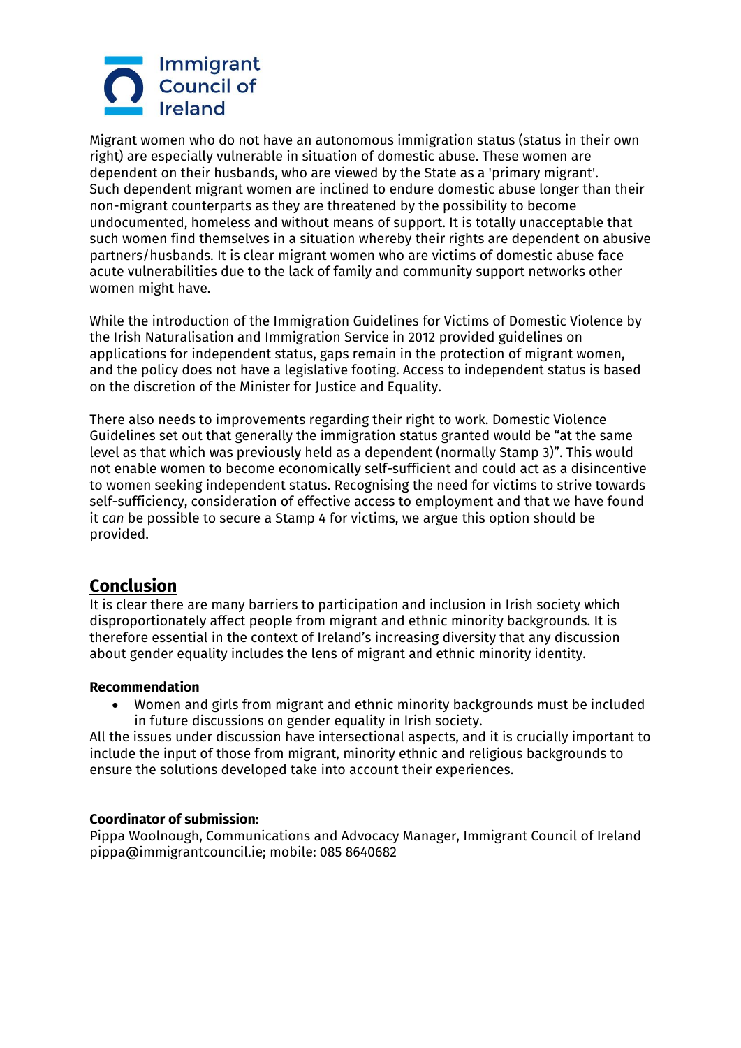Immigrant Council of Ireland

Migrant women who do not have an autonomous immigration status (status in their own right) are especially vulnerable in situation of domestic abuse. These women are dependent on their husbands, who are viewed by the State as a 'primary migrant'. Such dependent migrant women are inclined to endure domestic abuse longer than their non-migrant counterparts as they are threatened by the possibility to become undocumented, homeless and without means of support. It is totally unacceptable that such women find themselves in a situation whereby their rights are dependent on abusive partners/husbands. It is clear migrant women who are victims of domestic abuse face acute vulnerabilities due to the lack of family and community support networks other women might have.

While the introduction of the Immigration Guidelines for Victims of Domestic Violence by the Irish Naturalisation and Immigration Service in 2012 provided guidelines on applications for independent status, gaps remain in the protection of migrant women, and the policy does not have a legislative footing. Access to independent status is based on the discretion of the Minister for Justice and Equality.

There also needs to improvements regarding their right to work. Domestic Violence Guidelines set out that generally the immigration status granted would be “at the same level as that which was previously held as a dependent (normally Stamp 3)”. This would not enable women to become economically self-sufficient and could act as a disincentive to women seeking independent status. Recognising the need for victims to strive towards self-sufficiency, consideration of effective access to employment and that we have found it *can* be possible to secure a Stamp 4 for victims, we argue this option should be provided.

## Conclusion

It is clear there are many barriers to participation and inclusion in Irish society which disproportionately affect people from migrant and ethnic minority backgrounds. It is therefore essential in the context of Ireland’s increasing diversity that any discussion about gender equality includes the lens of migrant and ethnic minority identity.

**Recommendation**

- Women and girls from migrant and ethnic minority backgrounds must be included in future discussions on gender equality in Irish society.

All the issues under discussion have intersectional aspects, and it is crucially important to include the input of those from migrant, minority ethnic and religious backgrounds to ensure the solutions developed take into account their experiences.

**Coordinator of submission:**
Pippa Woolnough, Communications and Advocacy Manager, Immigrant Council of Ireland
pippa@immigrantcouncil.ie; mobile: 085 8640682